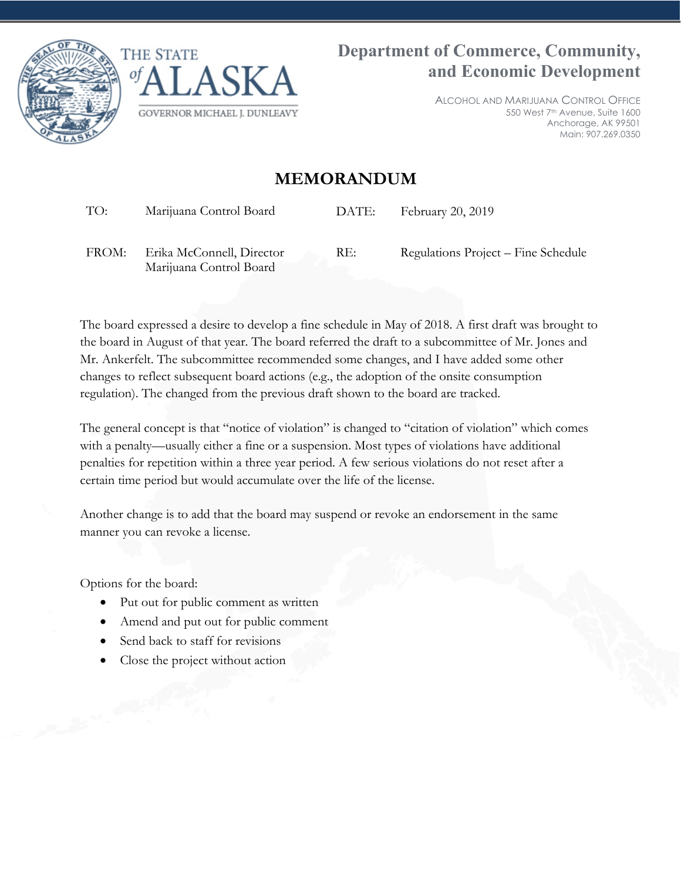THE STATE of ALASKA

GOVERNOR MICHAEL J. DUNLEAVY

**Department of Commerce, Community, and Economic Development**

ALCOHOL AND MARIJUANA CONTROL OFFICE
550 West 7th Avenue, Suite 1600
Anchorage, AK 99501
Main: 907.269.0350

# MEMORANDUM

| | | | |
|---|---|---|---|
| TO: | Marijuana Control Board | DATE: | February 20, 2019 |
| FROM: | Erika McConnell, Director<br>Marijuana Control Board | RE: | Regulations Project – Fine Schedule |

The board expressed a desire to develop a fine schedule in May of 2018. A first draft was brought to the board in August of that year. The board referred the draft to a subcommittee of Mr. Jones and Mr. Ankerfelt. The subcommittee recommended some changes, and I have added some other changes to reflect subsequent board actions (e.g., the adoption of the onsite consumption regulation). The changed from the previous draft shown to the board are tracked.

The general concept is that "notice of violation" is changed to "citation of violation" which comes with a penalty—usually either a fine or a suspension. Most types of violations have additional penalties for repetition within a three year period. A few serious violations do not reset after a certain time period but would accumulate over the life of the license.

Another change is to add that the board may suspend or revoke an endorsement in the same manner you can revoke a license.

Options for the board:

- Put out for public comment as written
- Amend and put out for public comment
- Send back to staff for revisions
- Close the project without action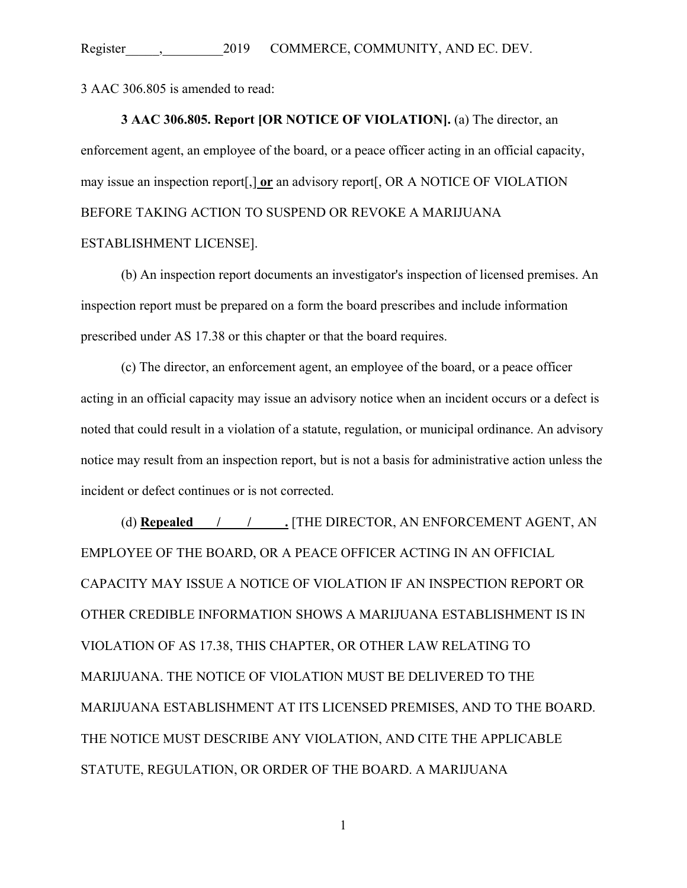3 AAC 306.805 is amended to read:

**3 AAC 306.805. Report [OR NOTICE OF VIOLATION].** (a) The director, an enforcement agent, an employee of the board, or a peace officer acting in an official capacity, may issue an inspection report[,] **or** an advisory report[, OR A NOTICE OF VIOLATION BEFORE TAKING ACTION TO SUSPEND OR REVOKE A MARIJUANA ESTABLISHMENT LICENSE].

(b) An inspection report documents an investigator's inspection of licensed premises. An inspection report must be prepared on a form the board prescribes and include information prescribed under AS 17.38 or this chapter or that the board requires.

(c) The director, an enforcement agent, an employee of the board, or a peace officer acting in an official capacity may issue an advisory notice when an incident occurs or a defect is noted that could result in a violation of a statute, regulation, or municipal ordinance. An advisory notice may result from an inspection report, but is not a basis for administrative action unless the incident or defect continues or is not corrected.

(d) **Repealed \_\_\_/\_\_\_/\_\_\_\_.** [THE DIRECTOR, AN ENFORCEMENT AGENT, AN EMPLOYEE OF THE BOARD, OR A PEACE OFFICER ACTING IN AN OFFICIAL CAPACITY MAY ISSUE A NOTICE OF VIOLATION IF AN INSPECTION REPORT OR OTHER CREDIBLE INFORMATION SHOWS A MARIJUANA ESTABLISHMENT IS IN VIOLATION OF AS 17.38, THIS CHAPTER, OR OTHER LAW RELATING TO MARIJUANA. THE NOTICE OF VIOLATION MUST BE DELIVERED TO THE MARIJUANA ESTABLISHMENT AT ITS LICENSED PREMISES, AND TO THE BOARD. THE NOTICE MUST DESCRIBE ANY VIOLATION, AND CITE THE APPLICABLE STATUTE, REGULATION, OR ORDER OF THE BOARD. A MARIJUANA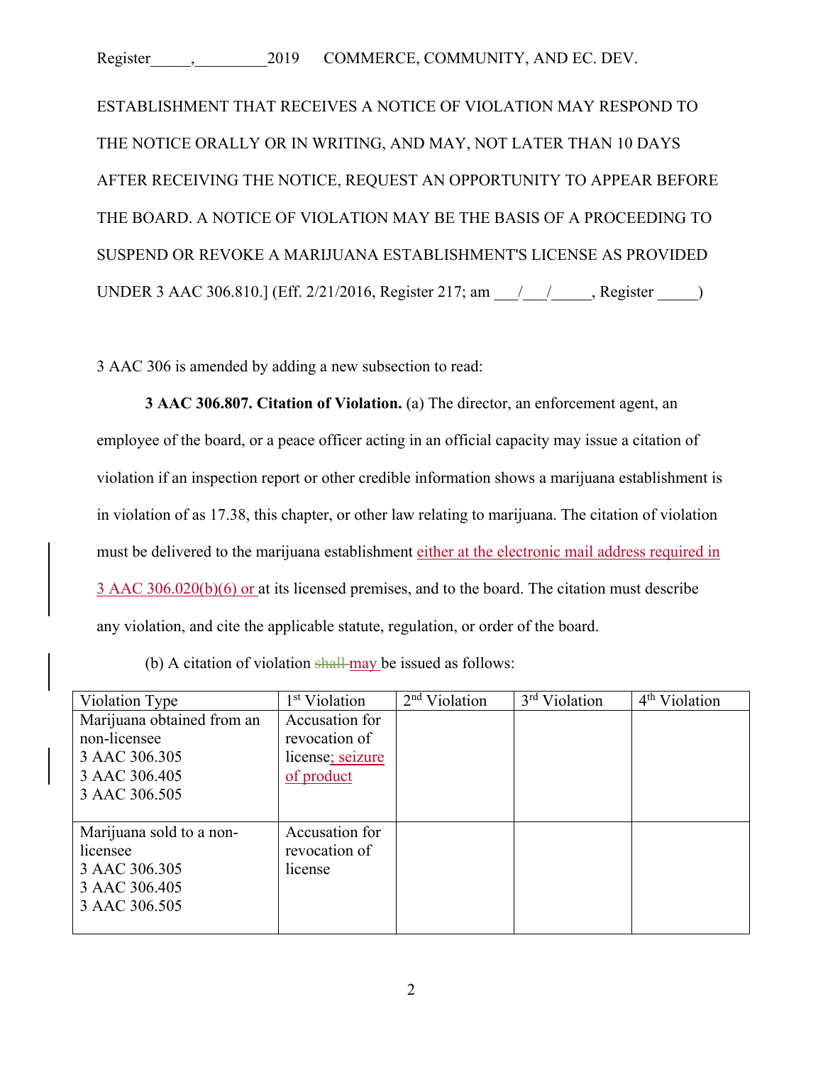ESTABLISHMENT THAT RECEIVES A NOTICE OF VIOLATION MAY RESPOND TO THE NOTICE ORALLY OR IN WRITING, AND MAY, NOT LATER THAN 10 DAYS AFTER RECEIVING THE NOTICE, REQUEST AN OPPORTUNITY TO APPEAR BEFORE THE BOARD. A NOTICE OF VIOLATION MAY BE THE BASIS OF A PROCEEDING TO SUSPEND OR REVOKE A MARIJUANA ESTABLISHMENT'S LICENSE AS PROVIDED UNDER 3 AAC 306.810.] (Eff. 2/21/2016, Register 217; am \_\_\_/\_\_\_/\_\_\_\_\_, Register \_\_\_\_\_)

3 AAC 306 is amended by adding a new subsection to read:

**3 AAC 306.807. Citation of Violation.** (a) The director, an enforcement agent, an employee of the board, or a peace officer acting in an official capacity may issue a citation of violation if an inspection report or other credible information shows a marijuana establishment is in violation of as 17.38, this chapter, or other law relating to marijuana. The citation of violation must be delivered to the marijuana establishment either at the electronic mail address required in 3 AAC 306.020(b)(6) or at its licensed premises, and to the board. The citation must describe any violation, and cite the applicable statute, regulation, or order of the board.

(b) A citation of violation ~~shall~~ may be issued as follows:

| Violation Type | 1st Violation | 2nd Violation | 3rd Violation | 4th Violation |
|---|---|---|---|---|
| Marijuana obtained from an non-licensee 3 AAC 306.305 3 AAC 306.405 3 AAC 306.505 | Accusation for revocation of license; seizure of product | | | |
| Marijuana sold to a non-licensee 3 AAC 306.305 3 AAC 306.405 3 AAC 306.505 | Accusation for revocation of license | | | |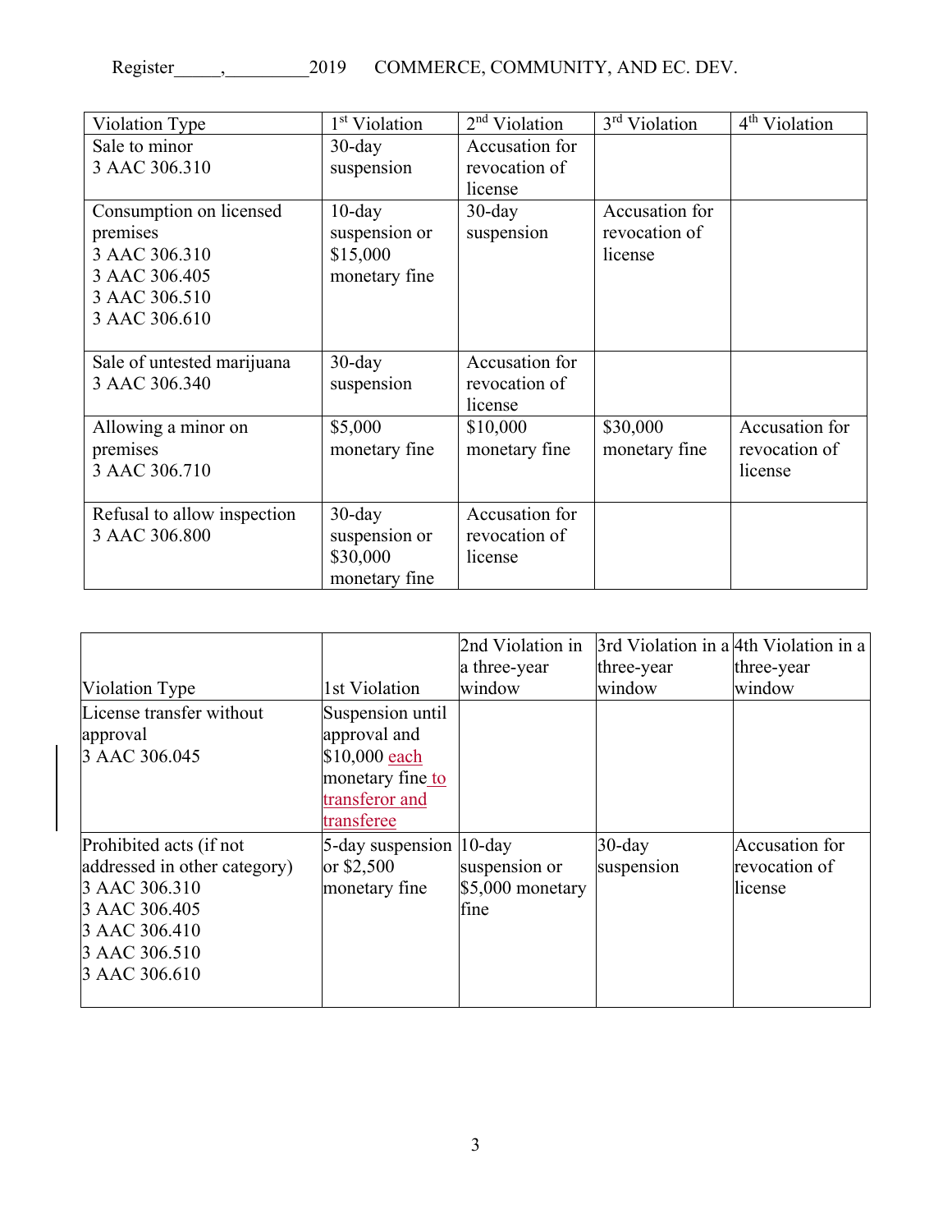| Violation Type | 1st Violation | 2nd Violation | 3rd Violation | 4th Violation |
|---|---|---|---|---|
| Sale to minor<br>3 AAC 306.310 | 30-day suspension | Accusation for revocation of license | | |
| Consumption on licensed premises<br>3 AAC 306.310<br>3 AAC 306.405<br>3 AAC 306.510<br>3 AAC 306.610 | 10-day suspension or $15,000 monetary fine | 30-day suspension | Accusation for revocation of license | |
| Sale of untested marijuana<br>3 AAC 306.340 | 30-day suspension | Accusation for revocation of license | | |
| Allowing a minor on premises<br>3 AAC 306.710 | $5,000 monetary fine | $10,000 monetary fine | $30,000 monetary fine | Accusation for revocation of license |
| Refusal to allow inspection<br>3 AAC 306.800 | 30-day suspension or $30,000 monetary fine | Accusation for revocation of license | | |

| Violation Type | 1st Violation | 2nd Violation in a three-year window | 3rd Violation in a three-year window | 4th Violation in a three-year window |
|---|---|---|---|---|
| License transfer without approval<br>3 AAC 306.045 | Suspension until approval and $10,000 each monetary fine to transferor and transferee | | | |
| Prohibited acts (if not addressed in other category)<br>3 AAC 306.310<br>3 AAC 306.405<br>3 AAC 306.410<br>3 AAC 306.510<br>3 AAC 306.610 | 5-day suspension or $2,500 monetary fine | 10-day suspension or $5,000 monetary fine | 30-day suspension | Accusation for revocation of license |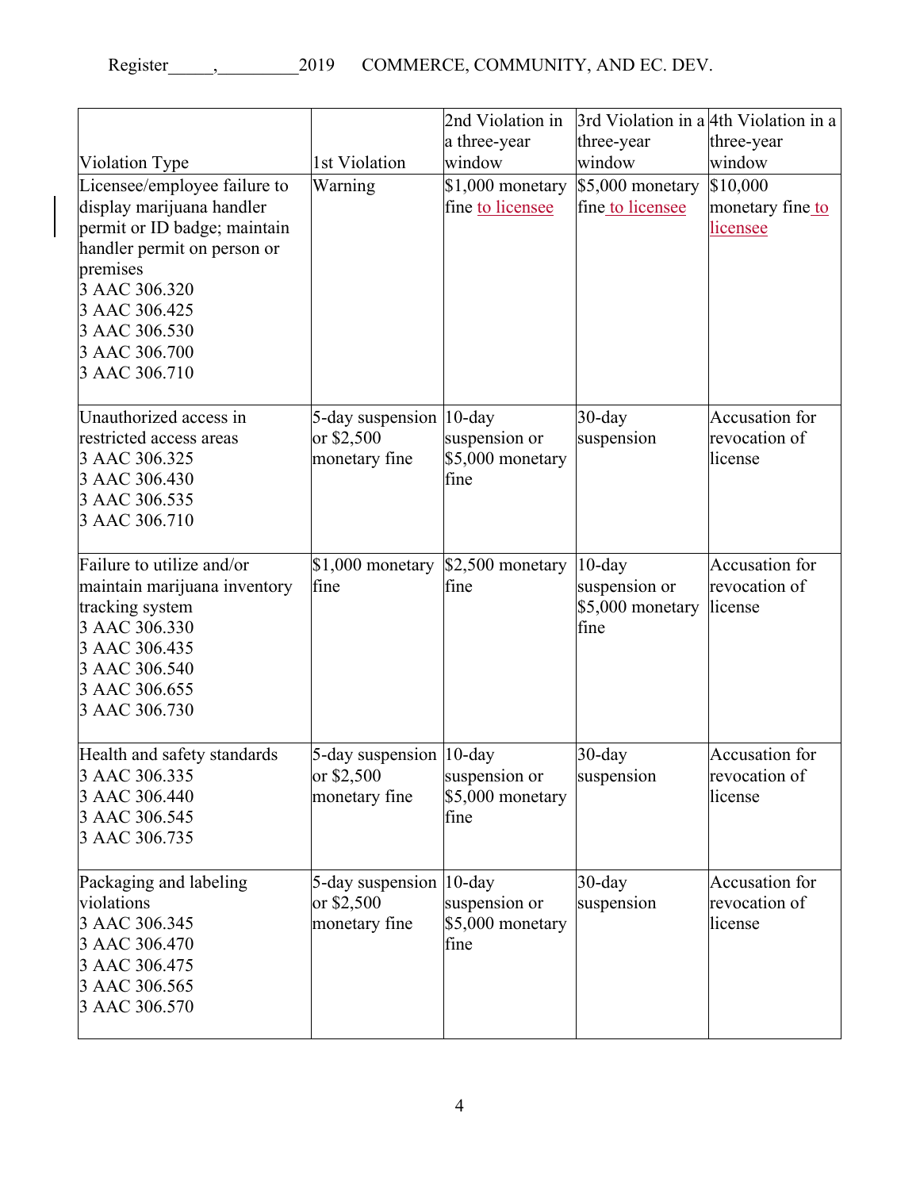| Violation Type | 1st Violation | 2nd Violation in a three-year window | 3rd Violation in a three-year window | 4th Violation in a three-year window |
|---|---|---|---|---|
| Licensee/employee failure to display marijuana handler permit or ID badge; maintain handler permit on person or premises<br>3 AAC 306.320<br>3 AAC 306.425<br>3 AAC 306.530<br>3 AAC 306.700<br>3 AAC 306.710 | Warning | $1,000 monetary fine to licensee | $5,000 monetary fine to licensee | $10,000 monetary fine to licensee |
| Unauthorized access in restricted access areas<br>3 AAC 306.325<br>3 AAC 306.430<br>3 AAC 306.535<br>3 AAC 306.710 | 5-day suspension or $2,500 monetary fine | 10-day suspension or $5,000 monetary fine | 30-day suspension | Accusation for revocation of license |
| Failure to utilize and/or maintain marijuana inventory tracking system<br>3 AAC 306.330<br>3 AAC 306.435<br>3 AAC 306.540<br>3 AAC 306.655<br>3 AAC 306.730 | $1,000 monetary fine | $2,500 monetary fine | 10-day suspension or $5,000 monetary fine | Accusation for revocation of license |
| Health and safety standards<br>3 AAC 306.335<br>3 AAC 306.440<br>3 AAC 306.545<br>3 AAC 306.735 | 5-day suspension or $2,500 monetary fine | 10-day suspension or $5,000 monetary fine | 30-day suspension | Accusation for revocation of license |
| Packaging and labeling violations<br>3 AAC 306.345<br>3 AAC 306.470<br>3 AAC 306.475<br>3 AAC 306.565<br>3 AAC 306.570 | 5-day suspension or $2,500 monetary fine | 10-day suspension or $5,000 monetary fine | 30-day suspension | Accusation for revocation of license |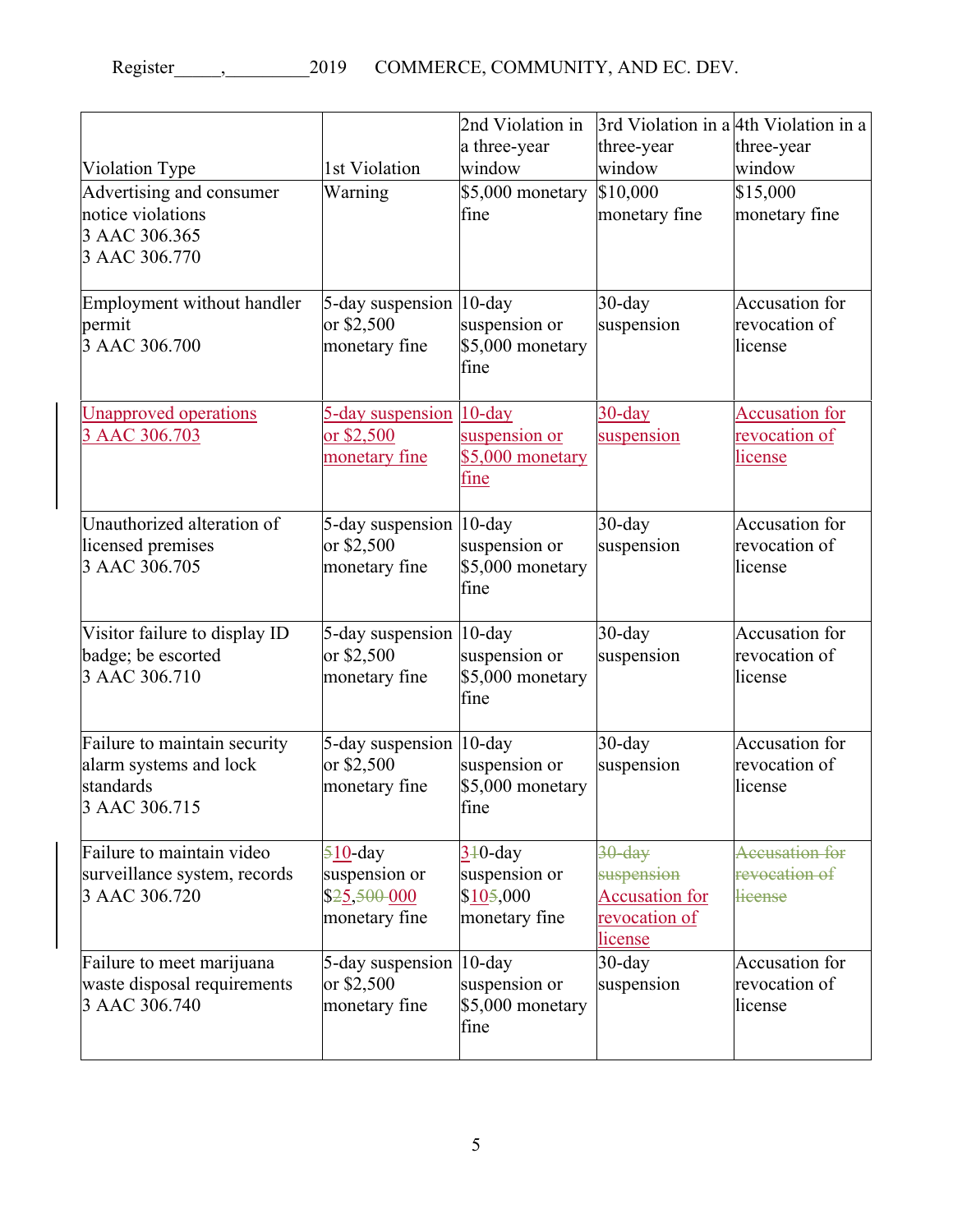| Violation Type | 1st Violation | 2nd Violation in a three-year window | 3rd Violation in a three-year window | 4th Violation in a three-year window |
|---|---|---|---|---|
| Advertising and consumer notice violations 3 AAC 306.365 3 AAC 306.770 | Warning | $5,000 monetary fine | $10,000 monetary fine | $15,000 monetary fine |
| Employment without handler permit 3 AAC 306.700 | 5-day suspension or $2,500 monetary fine | 10-day suspension or $5,000 monetary fine | 30-day suspension | Accusation for revocation of license |
| Unapproved operations 3 AAC 306.703 | 5-day suspension or $2,500 monetary fine | 10-day suspension or $5,000 monetary fine | 30-day suspension | Accusation for revocation of license |
| Unauthorized alteration of licensed premises 3 AAC 306.705 | 5-day suspension or $2,500 monetary fine | 10-day suspension or $5,000 monetary fine | 30-day suspension | Accusation for revocation of license |
| Visitor failure to display ID badge; be escorted 3 AAC 306.710 | 5-day suspension or $2,500 monetary fine | 10-day suspension or $5,000 monetary fine | 30-day suspension | Accusation for revocation of license |
| Failure to maintain security alarm systems and lock standards 3 AAC 306.715 | 5-day suspension or $2,500 monetary fine | 10-day suspension or $5,000 monetary fine | 30-day suspension | Accusation for revocation of license |
| Failure to maintain video surveillance system, records 3 AAC 306.720 | ~~5~~10-day suspension or $~~2~~5,~~500~~ 000 monetary fine | ~~3~~10-day suspension or $10~~5~~,000 monetary fine | ~~30-day suspension~~ Accusation for revocation of license | ~~Accusation for revocation of license~~ |
| Failure to meet marijuana waste disposal requirements 3 AAC 306.740 | 5-day suspension or $2,500 monetary fine | 10-day suspension or $5,000 monetary fine | 30-day suspension | Accusation for revocation of license |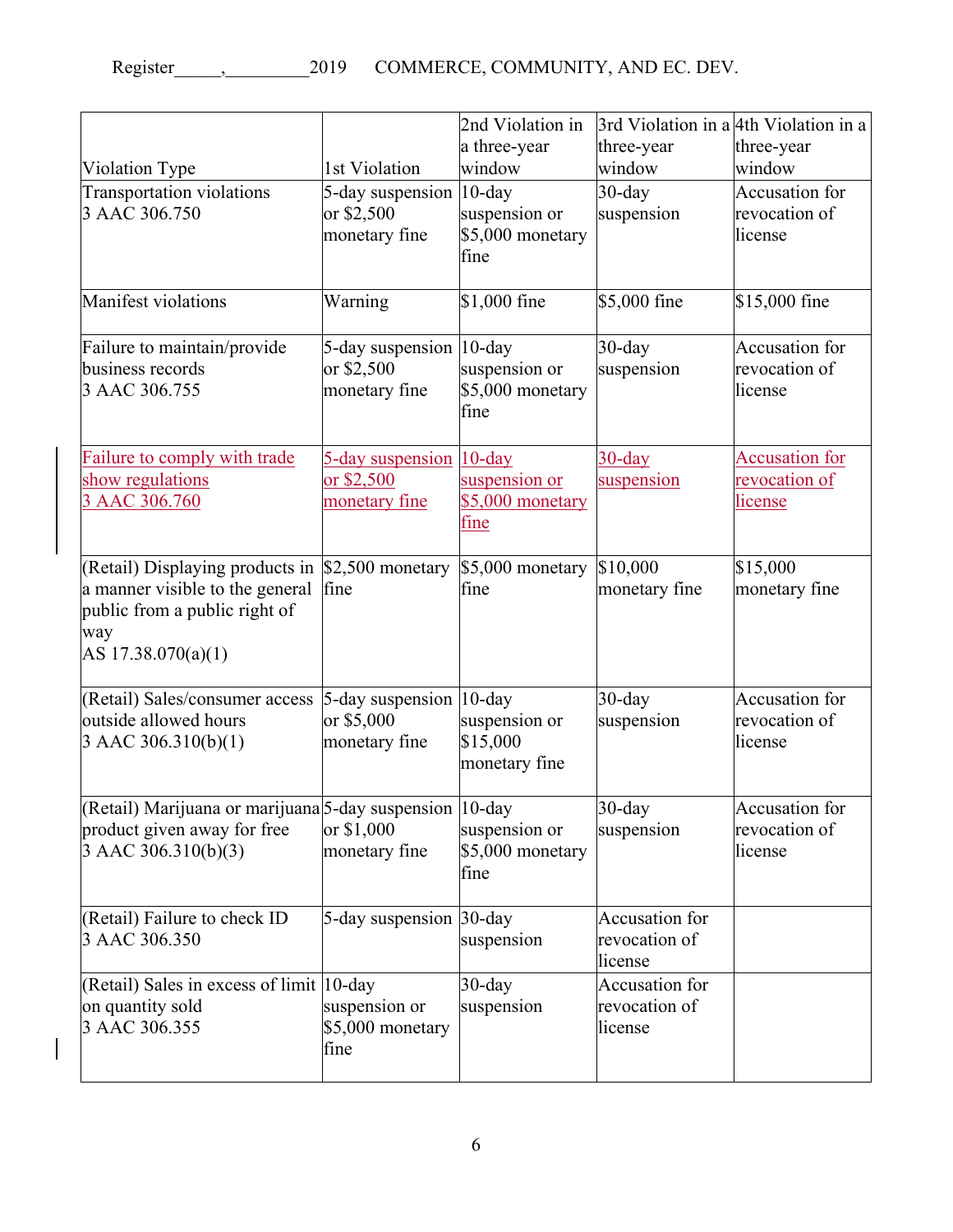| Violation Type | 1st Violation | 2nd Violation in a three-year window | 3rd Violation in a three-year window | 4th Violation in a three-year window |
| --- | --- | --- | --- | --- |
| Transportation violations 3 AAC 306.750 | 5-day suspension or $2,500 monetary fine | 10-day suspension or $5,000 monetary fine | 30-day suspension | Accusation for revocation of license |
| Manifest violations | Warning | $1,000 fine | $5,000 fine | $15,000 fine |
| Failure to maintain/provide business records 3 AAC 306.755 | 5-day suspension or $2,500 monetary fine | 10-day suspension or $5,000 monetary fine | 30-day suspension | Accusation for revocation of license |
| Failure to comply with trade show regulations 3 AAC 306.760 | 5-day suspension or $2,500 monetary fine | 10-day suspension or $5,000 monetary fine | 30-day suspension | Accusation for revocation of license |
| (Retail) Displaying products in a manner visible to the general public from a public right of way AS 17.38.070(a)(1) | $2,500 monetary fine | $5,000 monetary fine | $10,000 monetary fine | $15,000 monetary fine |
| (Retail) Sales/consumer access outside allowed hours 3 AAC 306.310(b)(1) | 5-day suspension or $5,000 monetary fine | 10-day suspension or $15,000 monetary fine | 30-day suspension | Accusation for revocation of license |
| (Retail) Marijuana or marijuana product given away for free 3 AAC 306.310(b)(3) | 5-day suspension or $1,000 monetary fine | 10-day suspension or $5,000 monetary fine | 30-day suspension | Accusation for revocation of license |
| (Retail) Failure to check ID 3 AAC 306.350 | 5-day suspension | 30-day suspension | Accusation for revocation of license | |
| (Retail) Sales in excess of limit on quantity sold 3 AAC 306.355 | 10-day suspension or $5,000 monetary fine | 30-day suspension | Accusation for revocation of license | |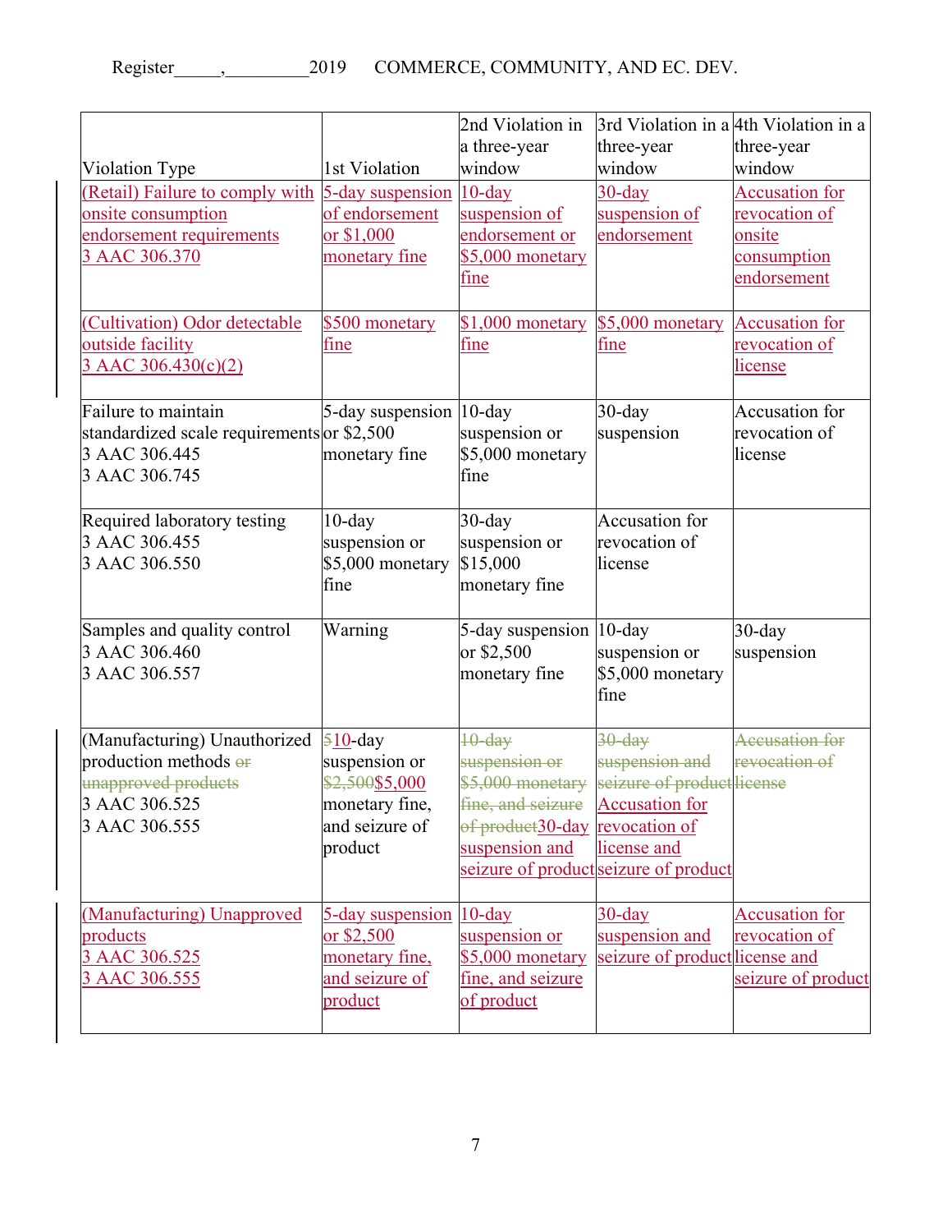| Violation Type | 1st Violation | 2nd Violation in a three-year window | 3rd Violation in a three-year window | 4th Violation in a three-year window |
|---|---|---|---|---|
| (Retail) Failure to comply with onsite consumption endorsement requirements 3 AAC 306.370 | 5-day suspension of endorsement or $1,000 monetary fine | 10-day suspension of endorsement or $5,000 monetary fine | 30-day suspension of endorsement | Accusation for revocation of onsite consumption endorsement |
| (Cultivation) Odor detectable outside facility 3 AAC 306.430(c)(2) | $500 monetary fine | $1,000 monetary fine | $5,000 monetary fine | Accusation for revocation of license |
| Failure to maintain standardized scale requirements 3 AAC 306.445 3 AAC 306.745 | 5-day suspension or $2,500 monetary fine | 10-day suspension or $5,000 monetary fine | 30-day suspension | Accusation for revocation of license |
| Required laboratory testing 3 AAC 306.455 3 AAC 306.550 | 10-day suspension or $5,000 monetary fine | 30-day suspension or $15,000 monetary fine | Accusation for revocation of license | |
| Samples and quality control 3 AAC 306.460 3 AAC 306.557 | Warning | 5-day suspension or $2,500 monetary fine | 10-day suspension or $5,000 monetary fine | 30-day suspension |
| (Manufacturing) Unauthorized production methods ~~or unapproved products~~ 3 AAC 306.525 3 AAC 306.555 | ~~5~~10-day suspension or ~~$2,500~~$5,000 monetary fine, and seizure of product | ~~10-day suspension or $5,000 monetary fine, and seizure of product~~30-day suspension and seizure of product | ~~30-day suspension and seizure of product~~ Accusation for revocation of license and seizure of product | ~~Accusation for revocation of license~~ |
| (Manufacturing) Unapproved products 3 AAC 306.525 3 AAC 306.555 | 5-day suspension or $2,500 monetary fine, and seizure of product | 10-day suspension or $5,000 monetary fine, and seizure of product | 30-day suspension and seizure of product | Accusation for revocation of license and seizure of product |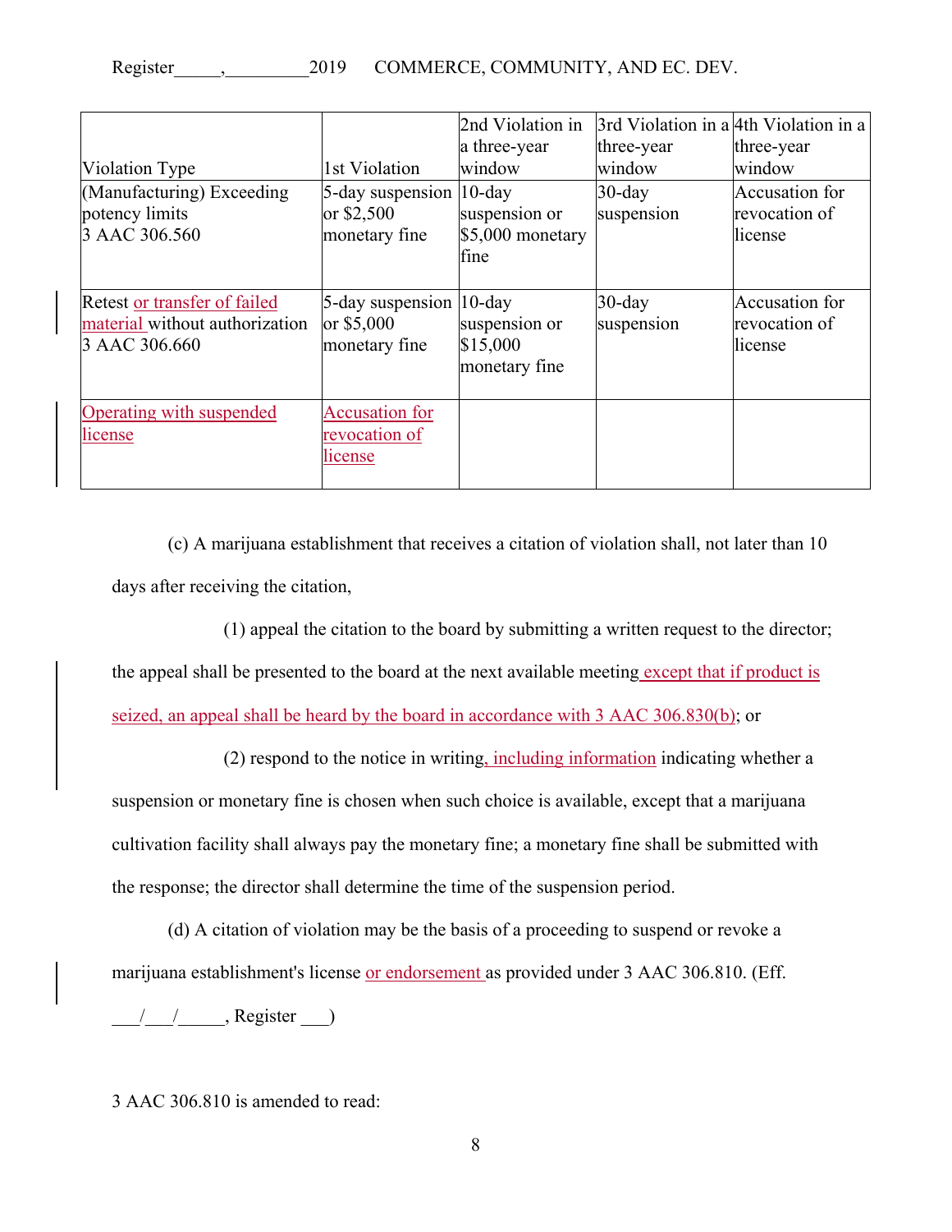| Violation Type | 1st Violation | 2nd Violation in a three-year window | 3rd Violation in a three-year window | 4th Violation in a three-year window |
| --- | --- | --- | --- | --- |
| (Manufacturing) Exceeding potency limits 3 AAC 306.560 | 5-day suspension or $2,500 monetary fine | 10-day suspension or $5,000 monetary fine | 30-day suspension | Accusation for revocation of license |
| Retest or transfer of failed material without authorization 3 AAC 306.660 | 5-day suspension or $5,000 monetary fine | 10-day suspension or $15,000 monetary fine | 30-day suspension | Accusation for revocation of license |
| Operating with suspended license | Accusation for revocation of license | | | |

(c) A marijuana establishment that receives a citation of violation shall, not later than 10 days after receiving the citation,

(1) appeal the citation to the board by submitting a written request to the director; the appeal shall be presented to the board at the next available meeting except that if product is seized, an appeal shall be heard by the board in accordance with 3 AAC 306.830(b); or

(2) respond to the notice in writing, including information indicating whether a suspension or monetary fine is chosen when such choice is available, except that a marijuana cultivation facility shall always pay the monetary fine; a monetary fine shall be submitted with the response; the director shall determine the time of the suspension period.

(d) A citation of violation may be the basis of a proceeding to suspend or revoke a marijuana establishment's license or endorsement as provided under 3 AAC 306.810. (Eff. ___/___/_____, Register ___)

3 AAC 306.810 is amended to read: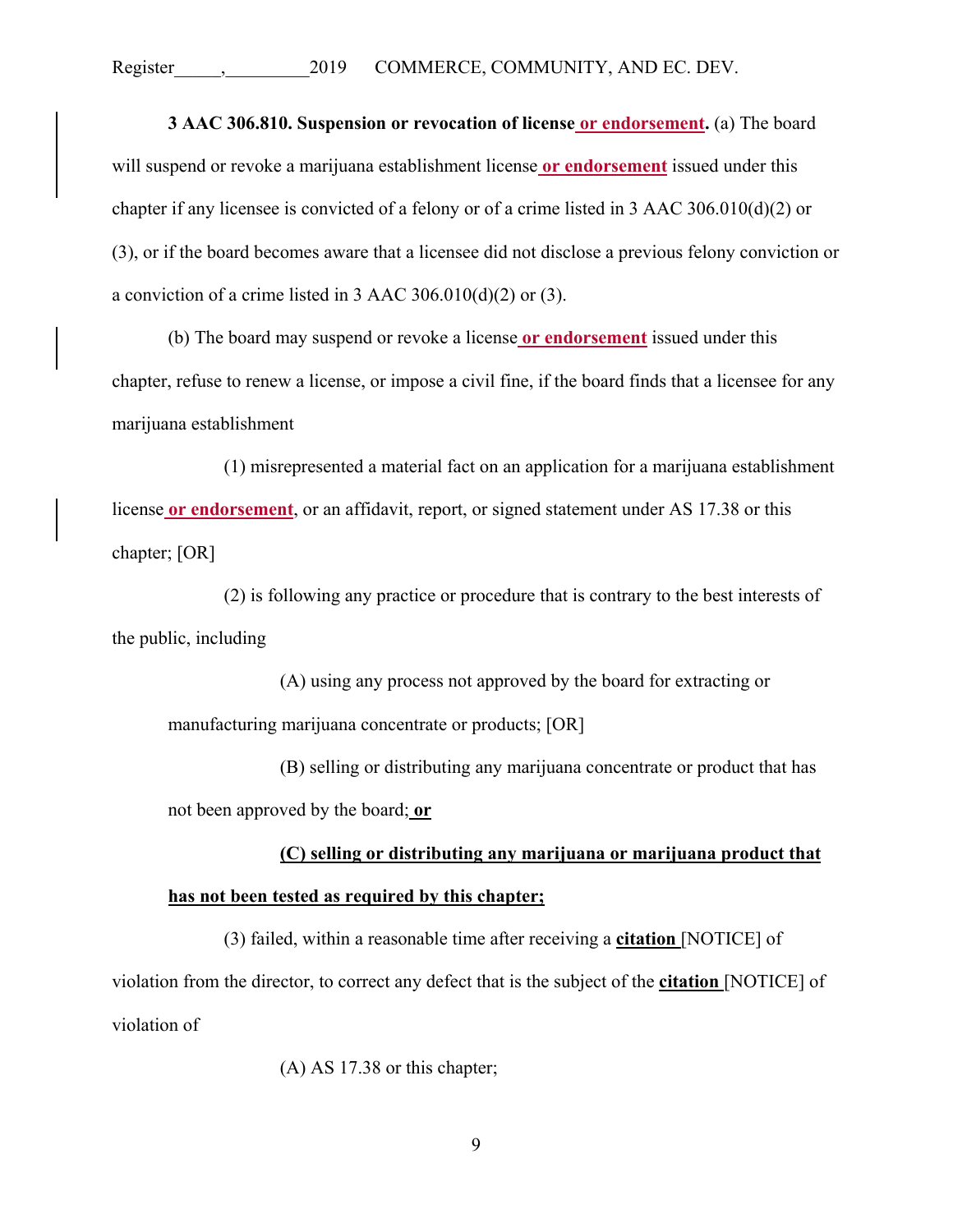**3 AAC 306.810. Suspension or revocation of license or endorsement.** (a) The board will suspend or revoke a marijuana establishment license **or endorsement** issued under this chapter if any licensee is convicted of a felony or of a crime listed in 3 AAC 306.010(d)(2) or (3), or if the board becomes aware that a licensee did not disclose a previous felony conviction or a conviction of a crime listed in 3 AAC 306.010(d)(2) or (3).

(b) The board may suspend or revoke a license **or endorsement** issued under this chapter, refuse to renew a license, or impose a civil fine, if the board finds that a licensee for any marijuana establishment

(1) misrepresented a material fact on an application for a marijuana establishment license **or endorsement**, or an affidavit, report, or signed statement under AS 17.38 or this chapter; [OR]

(2) is following any practice or procedure that is contrary to the best interests of the public, including

(A) using any process not approved by the board for extracting or manufacturing marijuana concentrate or products; [OR]

(B) selling or distributing any marijuana concentrate or product that has not been approved by the board; **or**

**(C) selling or distributing any marijuana or marijuana product that has not been tested as required by this chapter;**

(3) failed, within a reasonable time after receiving a **citation** [NOTICE] of violation from the director, to correct any defect that is the subject of the **citation** [NOTICE] of violation of

(A) AS 17.38 or this chapter;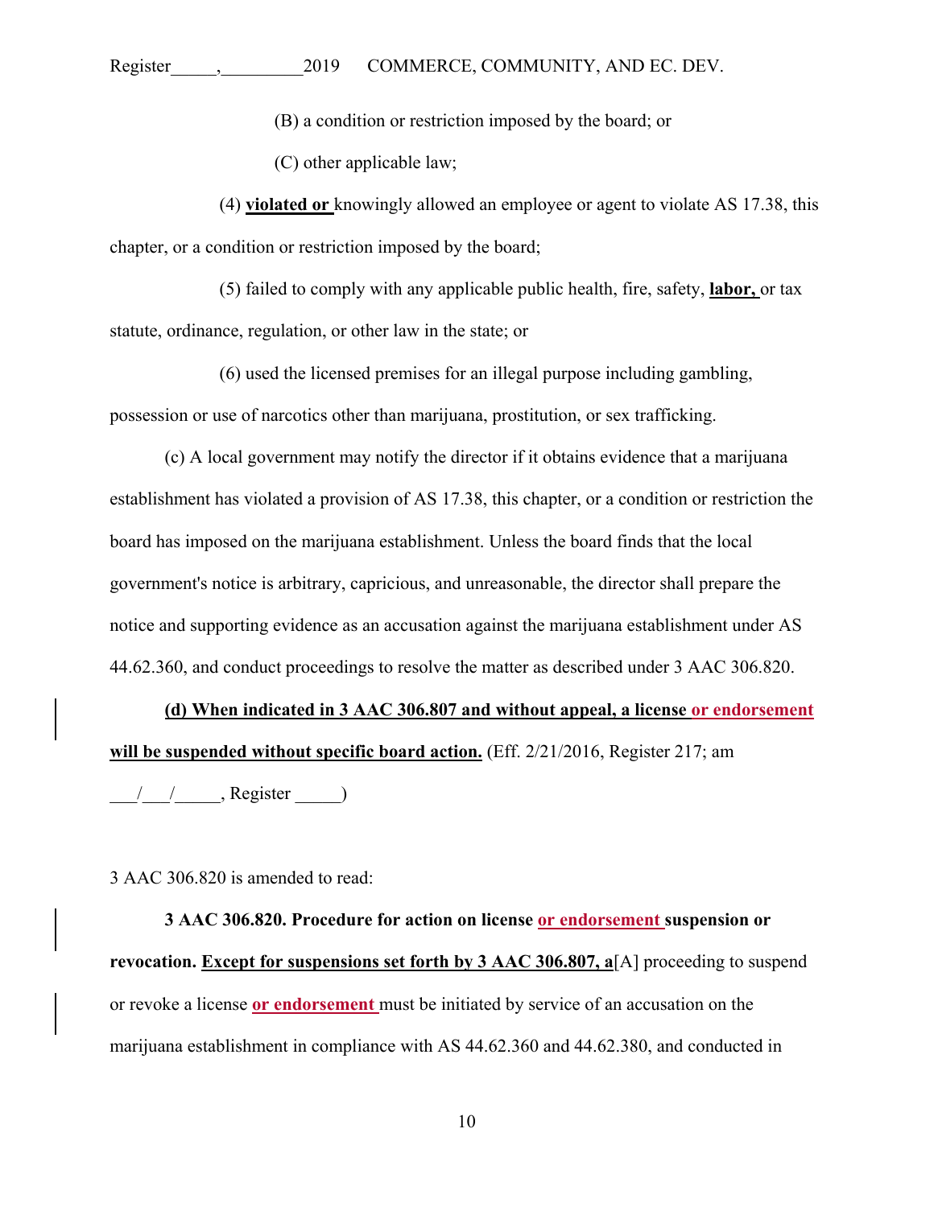(B) a condition or restriction imposed by the board; or

(C) other applicable law;

(4) **violated or** knowingly allowed an employee or agent to violate AS 17.38, this chapter, or a condition or restriction imposed by the board;

(5) failed to comply with any applicable public health, fire, safety, **labor,** or tax statute, ordinance, regulation, or other law in the state; or

(6) used the licensed premises for an illegal purpose including gambling, possession or use of narcotics other than marijuana, prostitution, or sex trafficking.

(c) A local government may notify the director if it obtains evidence that a marijuana establishment has violated a provision of AS 17.38, this chapter, or a condition or restriction the board has imposed on the marijuana establishment. Unless the board finds that the local government's notice is arbitrary, capricious, and unreasonable, the director shall prepare the notice and supporting evidence as an accusation against the marijuana establishment under AS 44.62.360, and conduct proceedings to resolve the matter as described under 3 AAC 306.820.

**(d) When indicated in 3 AAC 306.807 and without appeal, a license or endorsement will be suspended without specific board action.** (Eff. 2/21/2016, Register 217; am \_\_\_/\_\_\_/\_\_\_\_\_, Register \_\_\_\_\_)

3 AAC 306.820 is amended to read:

**3 AAC 306.820. Procedure for action on license or endorsement suspension or revocation. Except for suspensions set forth by 3 AAC 306.807, a**[A] proceeding to suspend or revoke a license **or endorsement** must be initiated by service of an accusation on the marijuana establishment in compliance with AS 44.62.360 and 44.62.380, and conducted in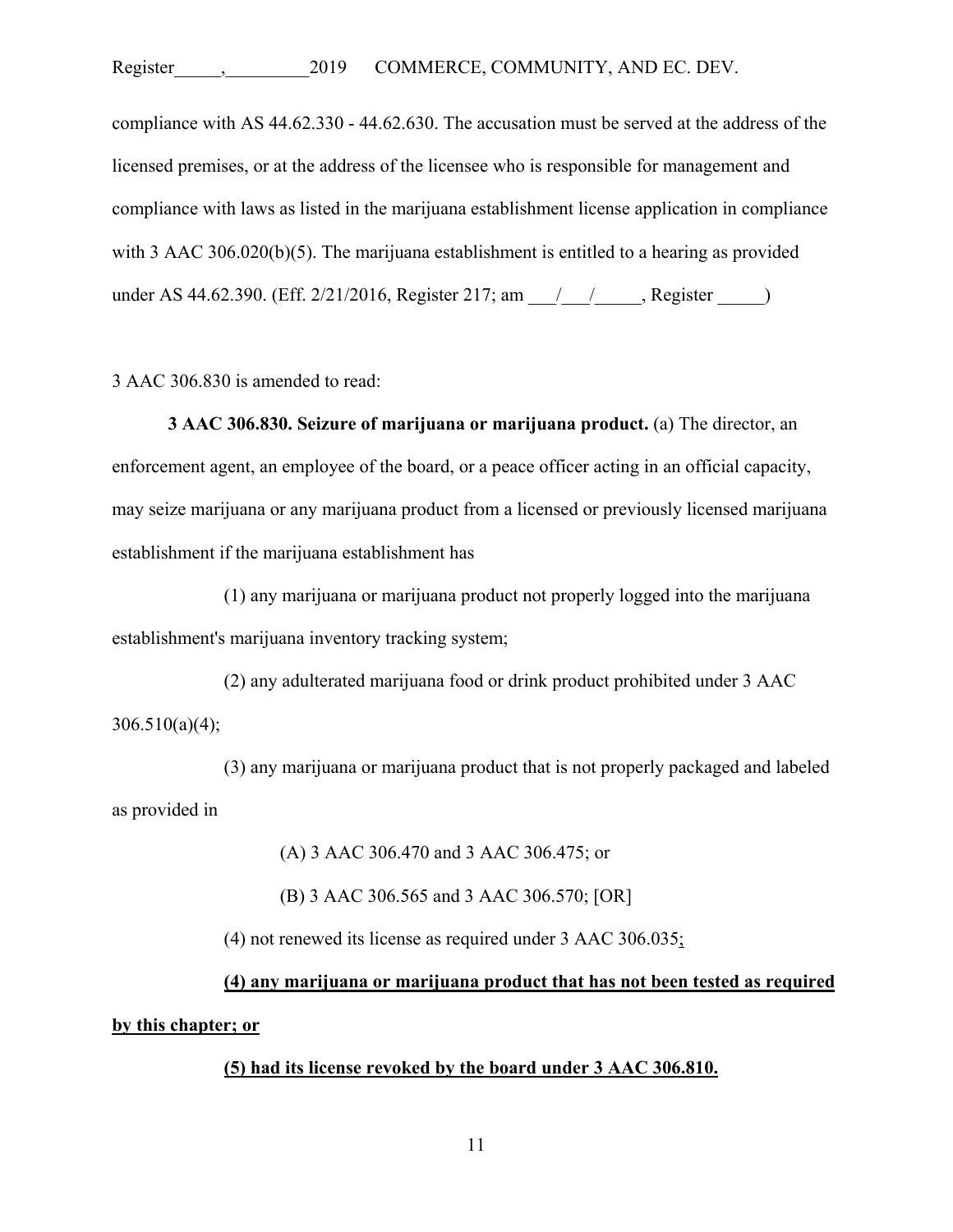compliance with AS 44.62.330 - 44.62.630. The accusation must be served at the address of the licensed premises, or at the address of the licensee who is responsible for management and compliance with laws as listed in the marijuana establishment license application in compliance with 3 AAC 306.020(b)(5). The marijuana establishment is entitled to a hearing as provided under AS 44.62.390. (Eff. 2/21/2016, Register 217; am \_\_\_/\_\_\_/\_\_\_\_\_, Register \_\_\_\_\_)

3 AAC 306.830 is amended to read:

**3 AAC 306.830. Seizure of marijuana or marijuana product.** (a) The director, an enforcement agent, an employee of the board, or a peace officer acting in an official capacity, may seize marijuana or any marijuana product from a licensed or previously licensed marijuana establishment if the marijuana establishment has

(1) any marijuana or marijuana product not properly logged into the marijuana establishment's marijuana inventory tracking system;

(2) any adulterated marijuana food or drink product prohibited under 3 AAC 306.510(a)(4);

(3) any marijuana or marijuana product that is not properly packaged and labeled as provided in

(A) 3 AAC 306.470 and 3 AAC 306.475; or

(B) 3 AAC 306.565 and 3 AAC 306.570; [OR]

(4) not renewed its license as required under 3 AAC 306.035<u>;</u>

<u>**(4) any marijuana or marijuana product that has not been tested as required by this chapter; or**</u>

<u>**(5) had its license revoked by the board under 3 AAC 306.810.**</u>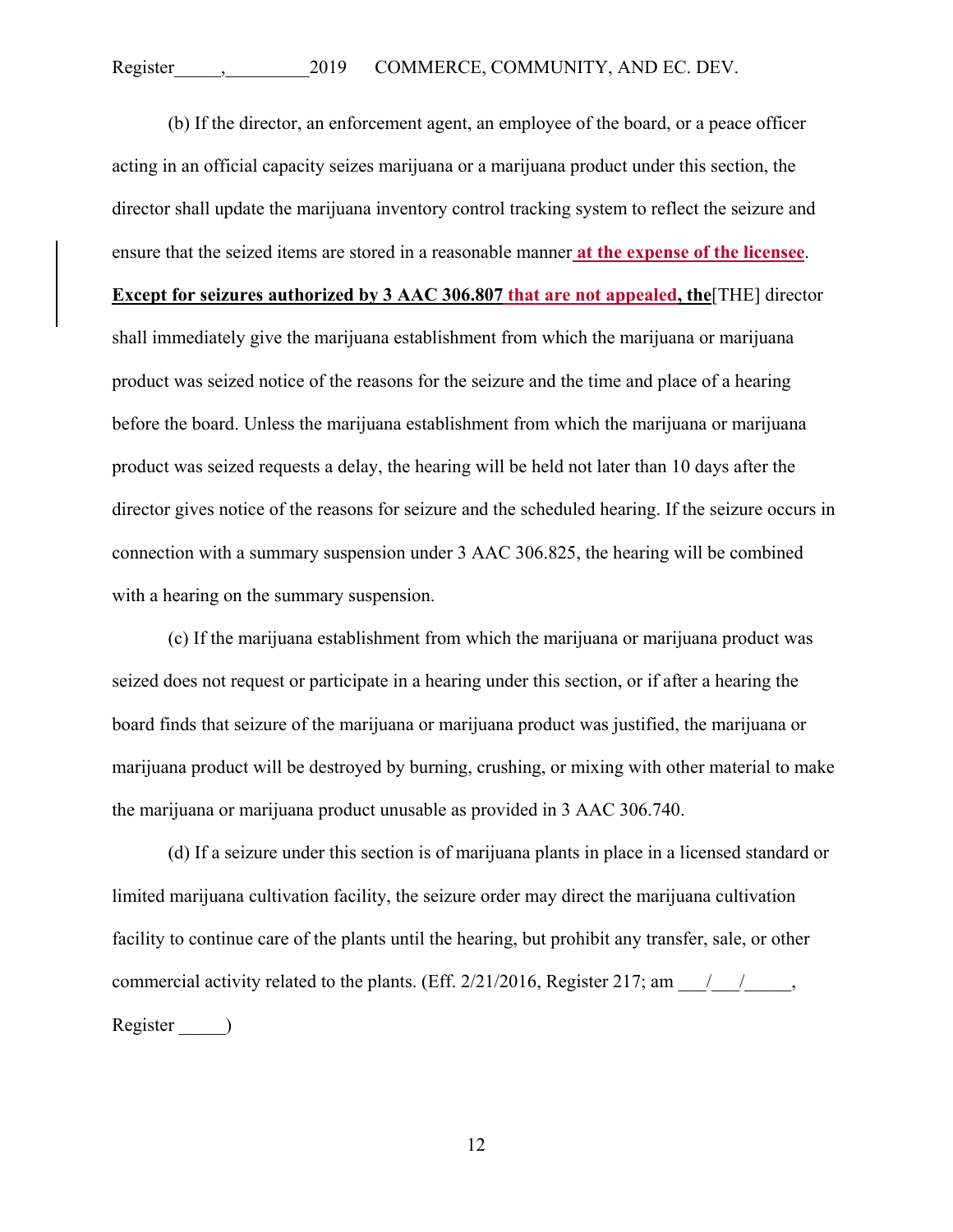(b) If the director, an enforcement agent, an employee of the board, or a peace officer acting in an official capacity seizes marijuana or a marijuana product under this section, the director shall update the marijuana inventory control tracking system to reflect the seizure and ensure that the seized items are stored in a reasonable manner **at the expense of the licensee**. **Except for seizures authorized by 3 AAC 306.807 that are not appealed, the**[THE] director shall immediately give the marijuana establishment from which the marijuana or marijuana product was seized notice of the reasons for the seizure and the time and place of a hearing before the board. Unless the marijuana establishment from which the marijuana or marijuana product was seized requests a delay, the hearing will be held not later than 10 days after the director gives notice of the reasons for seizure and the scheduled hearing. If the seizure occurs in connection with a summary suspension under 3 AAC 306.825, the hearing will be combined with a hearing on the summary suspension.

(c) If the marijuana establishment from which the marijuana or marijuana product was seized does not request or participate in a hearing under this section, or if after a hearing the board finds that seizure of the marijuana or marijuana product was justified, the marijuana or marijuana product will be destroyed by burning, crushing, or mixing with other material to make the marijuana or marijuana product unusable as provided in 3 AAC 306.740.

(d) If a seizure under this section is of marijuana plants in place in a licensed standard or limited marijuana cultivation facility, the seizure order may direct the marijuana cultivation facility to continue care of the plants until the hearing, but prohibit any transfer, sale, or other commercial activity related to the plants. (Eff. 2/21/2016, Register 217; am \_\_\_/\_\_\_/\_\_\_\_\_, Register \_\_\_\_\_)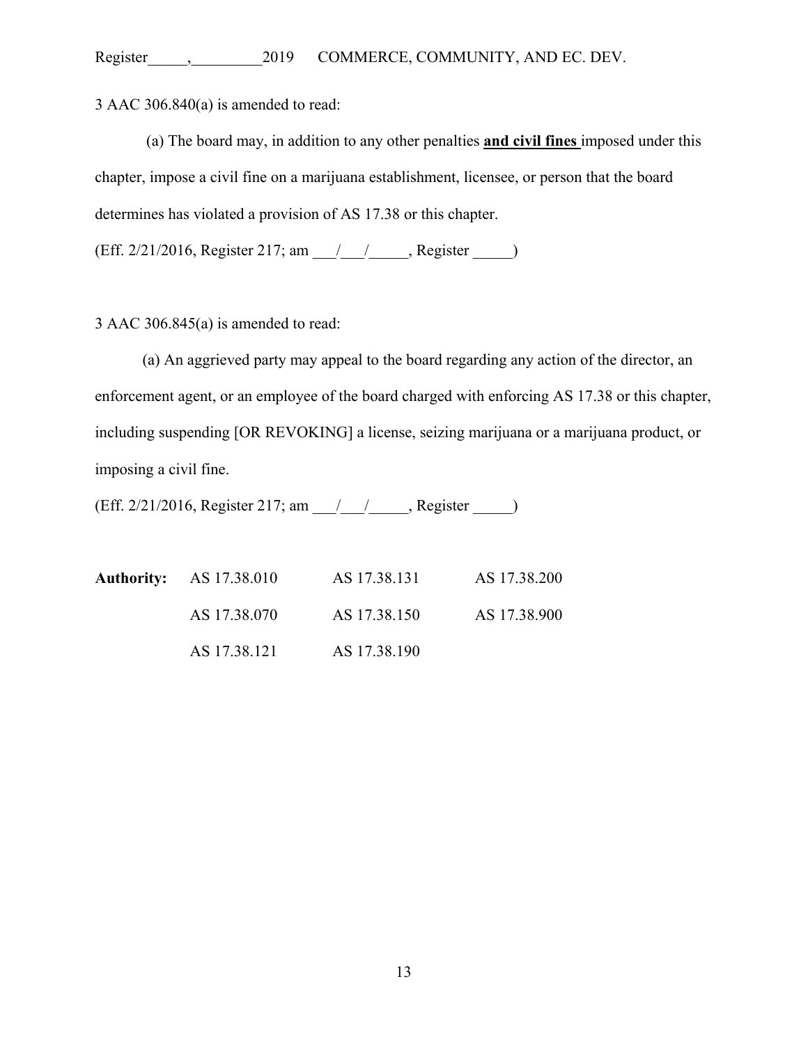3 AAC 306.840(a) is amended to read:

(a) The board may, in addition to any other penalties **<u>and civil fines</u>** imposed under this chapter, impose a civil fine on a marijuana establishment, licensee, or person that the board determines has violated a provision of AS 17.38 or this chapter.

(Eff. 2/21/2016, Register 217; am \_\_\_/\_\_\_/\_\_\_\_\_, Register \_\_\_\_\_)

3 AAC 306.845(a) is amended to read:

(a) An aggrieved party may appeal to the board regarding any action of the director, an enforcement agent, or an employee of the board charged with enforcing AS 17.38 or this chapter, including suspending [OR REVOKING] a license, seizing marijuana or a marijuana product, or imposing a civil fine.

(Eff. 2/21/2016, Register 217; am \_\_\_/\_\_\_/\_\_\_\_\_, Register \_\_\_\_\_)

| | | | |
|---|---|---|---|
| **Authority:** | AS 17.38.010 | AS 17.38.131 | AS 17.38.200 |
| | AS 17.38.070 | AS 17.38.150 | AS 17.38.900 |
| | AS 17.38.121 | AS 17.38.190 | |